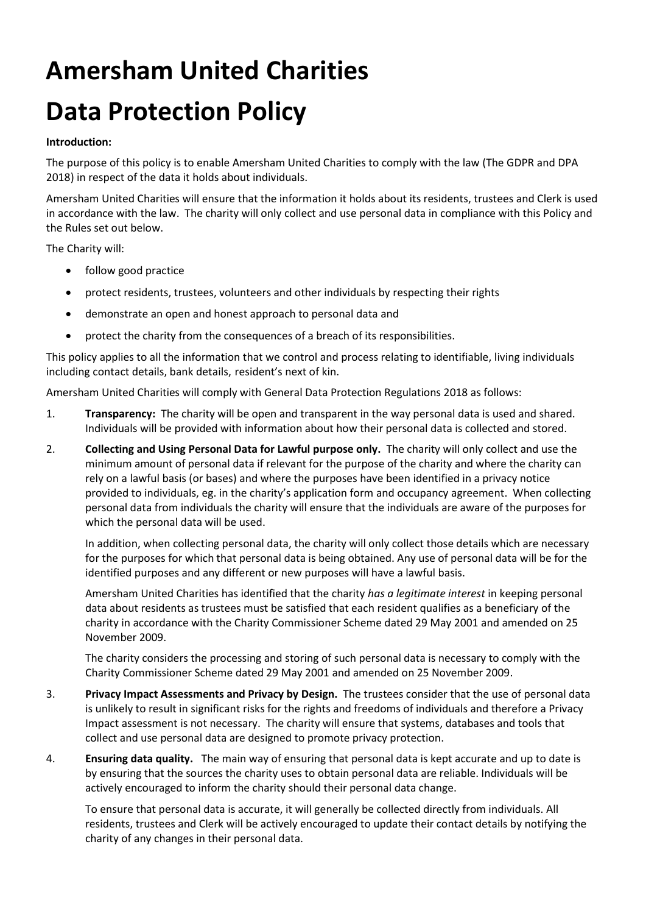# Amersham United Charities

# Data Protection Policy

**Introduction:**

The purpose of this policy is to enable Amersham United Charities to comply with the law (The GDPR and DPA 2018) in respect of the data it holds about individuals.

Amersham United Charities will ensure that the information it holds about its residents, trustees and Clerk is used in accordance with the law. The charity will only collect and use personal data in compliance with this Policy and the Rules set out below.

The Charity will:

- follow good practice
- protect residents, trustees, volunteers and other individuals by respecting their rights
- demonstrate an open and honest approach to personal data and
- protect the charity from the consequences of a breach of its responsibilities.

This policy applies to all the information that we control and process relating to identifiable, living individuals including contact details, bank details, resident's next of kin.

Amersham United Charities will comply with General Data Protection Regulations 2018 as follows:

1. **Transparency:** The charity will be open and transparent in the way personal data is used and shared. Individuals will be provided with information about how their personal data is collected and stored.

2. **Collecting and Using Personal Data for Lawful purpose only.** The charity will only collect and use the minimum amount of personal data if relevant for the purpose of the charity and where the charity can rely on a lawful basis (or bases) and where the purposes have been identified in a privacy notice provided to individuals, eg. in the charity's application form and occupancy agreement. When collecting personal data from individuals the charity will ensure that the individuals are aware of the purposes for which the personal data will be used.

   In addition, when collecting personal data, the charity will only collect those details which are necessary for the purposes for which that personal data is being obtained. Any use of personal data will be for the identified purposes and any different or new purposes will have a lawful basis.

   Amersham United Charities has identified that the charity *has a legitimate interest* in keeping personal data about residents as trustees must be satisfied that each resident qualifies as a beneficiary of the charity in accordance with the Charity Commissioner Scheme dated 29 May 2001 and amended on 25 November 2009.

   The charity considers the processing and storing of such personal data is necessary to comply with the Charity Commissioner Scheme dated 29 May 2001 and amended on 25 November 2009.

3. **Privacy Impact Assessments and Privacy by Design.** The trustees consider that the use of personal data is unlikely to result in significant risks for the rights and freedoms of individuals and therefore a Privacy Impact assessment is not necessary. The charity will ensure that systems, databases and tools that collect and use personal data are designed to promote privacy protection.

4. **Ensuring data quality.** The main way of ensuring that personal data is kept accurate and up to date is by ensuring that the sources the charity uses to obtain personal data are reliable. Individuals will be actively encouraged to inform the charity should their personal data change.

   To ensure that personal data is accurate, it will generally be collected directly from individuals. All residents, trustees and Clerk will be actively encouraged to update their contact details by notifying the charity of any changes in their personal data.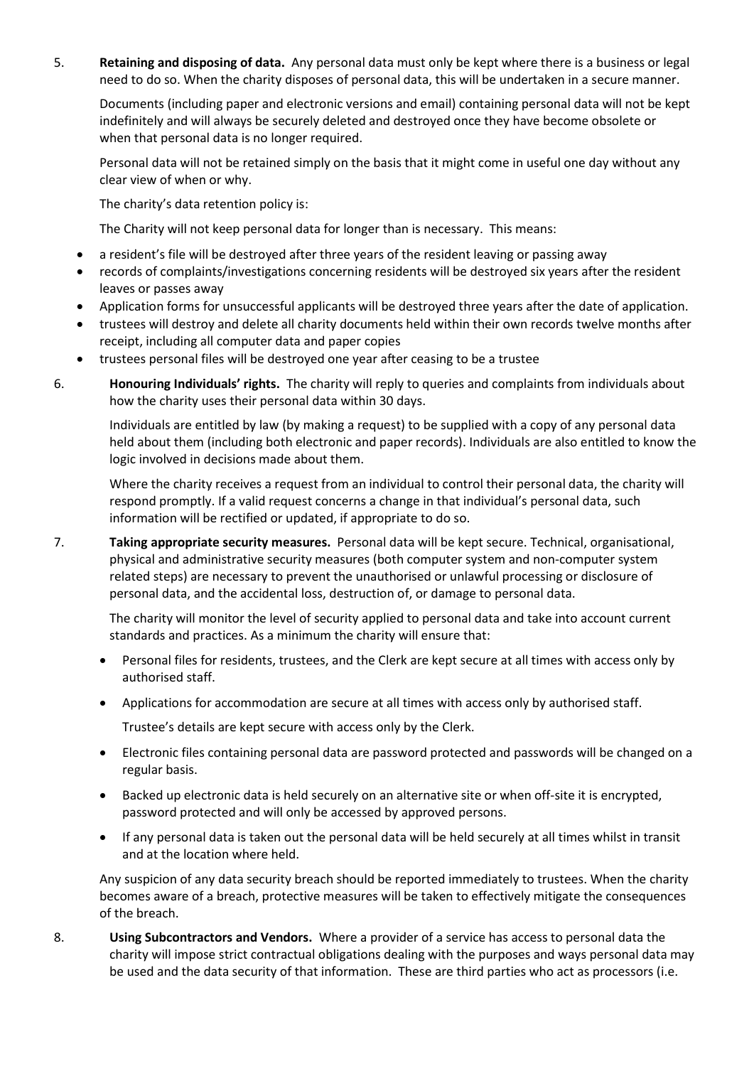5. **Retaining and disposing of data.** Any personal data must only be kept where there is a business or legal need to do so. When the charity disposes of personal data, this will be undertaken in a secure manner.

   Documents (including paper and electronic versions and email) containing personal data will not be kept indefinitely and will always be securely deleted and destroyed once they have become obsolete or when that personal data is no longer required.

   Personal data will not be retained simply on the basis that it might come in useful one day without any clear view of when or why.

   The charity's data retention policy is:

   The Charity will not keep personal data for longer than is necessary. This means:

   - a resident's file will be destroyed after three years of the resident leaving or passing away
   - records of complaints/investigations concerning residents will be destroyed six years after the resident leaves or passes away
   - Application forms for unsuccessful applicants will be destroyed three years after the date of application.
   - trustees will destroy and delete all charity documents held within their own records twelve months after receipt, including all computer data and paper copies
   - trustees personal files will be destroyed one year after ceasing to be a trustee

6. **Honouring Individuals' rights.** The charity will reply to queries and complaints from individuals about how the charity uses their personal data within 30 days.

   Individuals are entitled by law (by making a request) to be supplied with a copy of any personal data held about them (including both electronic and paper records). Individuals are also entitled to know the logic involved in decisions made about them.

   Where the charity receives a request from an individual to control their personal data, the charity will respond promptly. If a valid request concerns a change in that individual's personal data, such information will be rectified or updated, if appropriate to do so.

7. **Taking appropriate security measures.** Personal data will be kept secure. Technical, organisational, physical and administrative security measures (both computer system and non-computer system related steps) are necessary to prevent the unauthorised or unlawful processing or disclosure of personal data, and the accidental loss, destruction of, or damage to personal data.

   The charity will monitor the level of security applied to personal data and take into account current standards and practices. As a minimum the charity will ensure that:

   - Personal files for residents, trustees, and the Clerk are kept secure at all times with access only by authorised staff.
   - Applications for accommodation are secure at all times with access only by authorised staff.

     Trustee's details are kept secure with access only by the Clerk.
   - Electronic files containing personal data are password protected and passwords will be changed on a regular basis.
   - Backed up electronic data is held securely on an alternative site or when off-site it is encrypted, password protected and will only be accessed by approved persons.
   - If any personal data is taken out the personal data will be held securely at all times whilst in transit and at the location where held.

   Any suspicion of any data security breach should be reported immediately to trustees. When the charity becomes aware of a breach, protective measures will be taken to effectively mitigate the consequences of the breach.

8. **Using Subcontractors and Vendors.** Where a provider of a service has access to personal data the charity will impose strict contractual obligations dealing with the purposes and ways personal data may be used and the data security of that information. These are third parties who act as processors (i.e.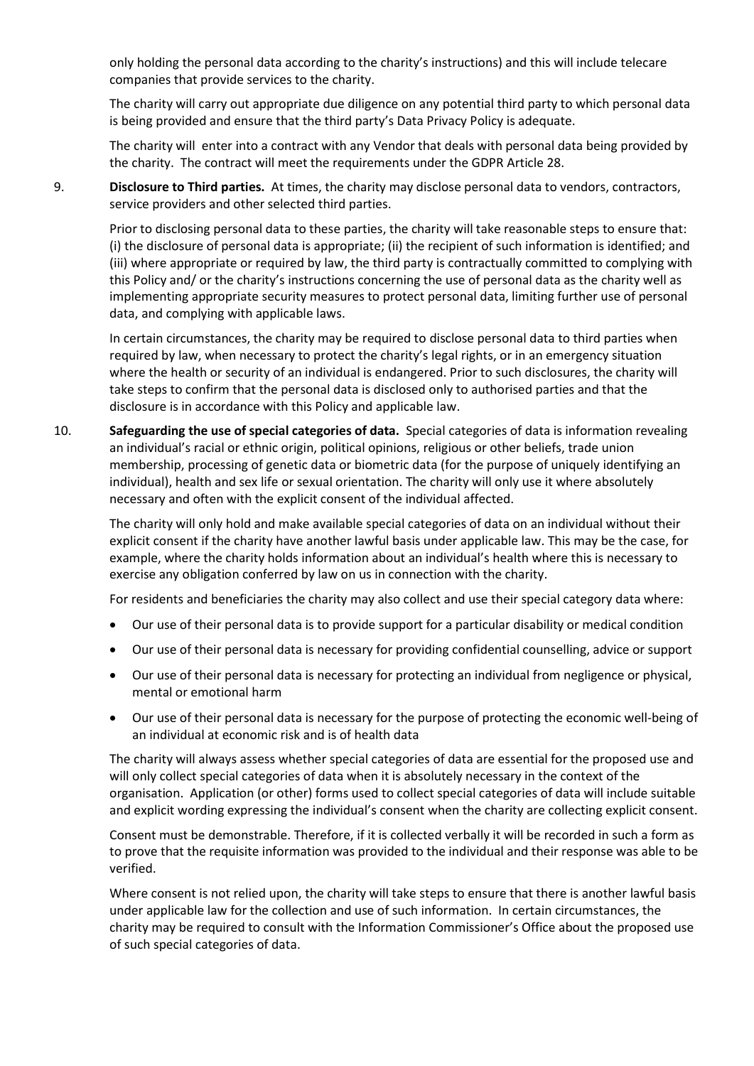only holding the personal data according to the charity's instructions) and this will include telecare companies that provide services to the charity.

The charity will carry out appropriate due diligence on any potential third party to which personal data is being provided and ensure that the third party's Data Privacy Policy is adequate.

The charity will enter into a contract with any Vendor that deals with personal data being provided by the charity. The contract will meet the requirements under the GDPR Article 28.

9. **Disclosure to Third parties.** At times, the charity may disclose personal data to vendors, contractors, service providers and other selected third parties.

   Prior to disclosing personal data to these parties, the charity will take reasonable steps to ensure that: (i) the disclosure of personal data is appropriate; (ii) the recipient of such information is identified; and (iii) where appropriate or required by law, the third party is contractually committed to complying with this Policy and/ or the charity's instructions concerning the use of personal data as the charity well as implementing appropriate security measures to protect personal data, limiting further use of personal data, and complying with applicable laws.

   In certain circumstances, the charity may be required to disclose personal data to third parties when required by law, when necessary to protect the charity's legal rights, or in an emergency situation where the health or security of an individual is endangered. Prior to such disclosures, the charity will take steps to confirm that the personal data is disclosed only to authorised parties and that the disclosure is in accordance with this Policy and applicable law.

10. **Safeguarding the use of special categories of data.** Special categories of data is information revealing an individual's racial or ethnic origin, political opinions, religious or other beliefs, trade union membership, processing of genetic data or biometric data (for the purpose of uniquely identifying an individual), health and sex life or sexual orientation. The charity will only use it where absolutely necessary and often with the explicit consent of the individual affected.

    The charity will only hold and make available special categories of data on an individual without their explicit consent if the charity have another lawful basis under applicable law. This may be the case, for example, where the charity holds information about an individual's health where this is necessary to exercise any obligation conferred by law on us in connection with the charity.

    For residents and beneficiaries the charity may also collect and use their special category data where:

    - Our use of their personal data is to provide support for a particular disability or medical condition
    - Our use of their personal data is necessary for providing confidential counselling, advice or support
    - Our use of their personal data is necessary for protecting an individual from negligence or physical, mental or emotional harm
    - Our use of their personal data is necessary for the purpose of protecting the economic well-being of an individual at economic risk and is of health data

    The charity will always assess whether special categories of data are essential for the proposed use and will only collect special categories of data when it is absolutely necessary in the context of the organisation. Application (or other) forms used to collect special categories of data will include suitable and explicit wording expressing the individual's consent when the charity are collecting explicit consent.

    Consent must be demonstrable. Therefore, if it is collected verbally it will be recorded in such a form as to prove that the requisite information was provided to the individual and their response was able to be verified.

    Where consent is not relied upon, the charity will take steps to ensure that there is another lawful basis under applicable law for the collection and use of such information. In certain circumstances, the charity may be required to consult with the Information Commissioner's Office about the proposed use of such special categories of data.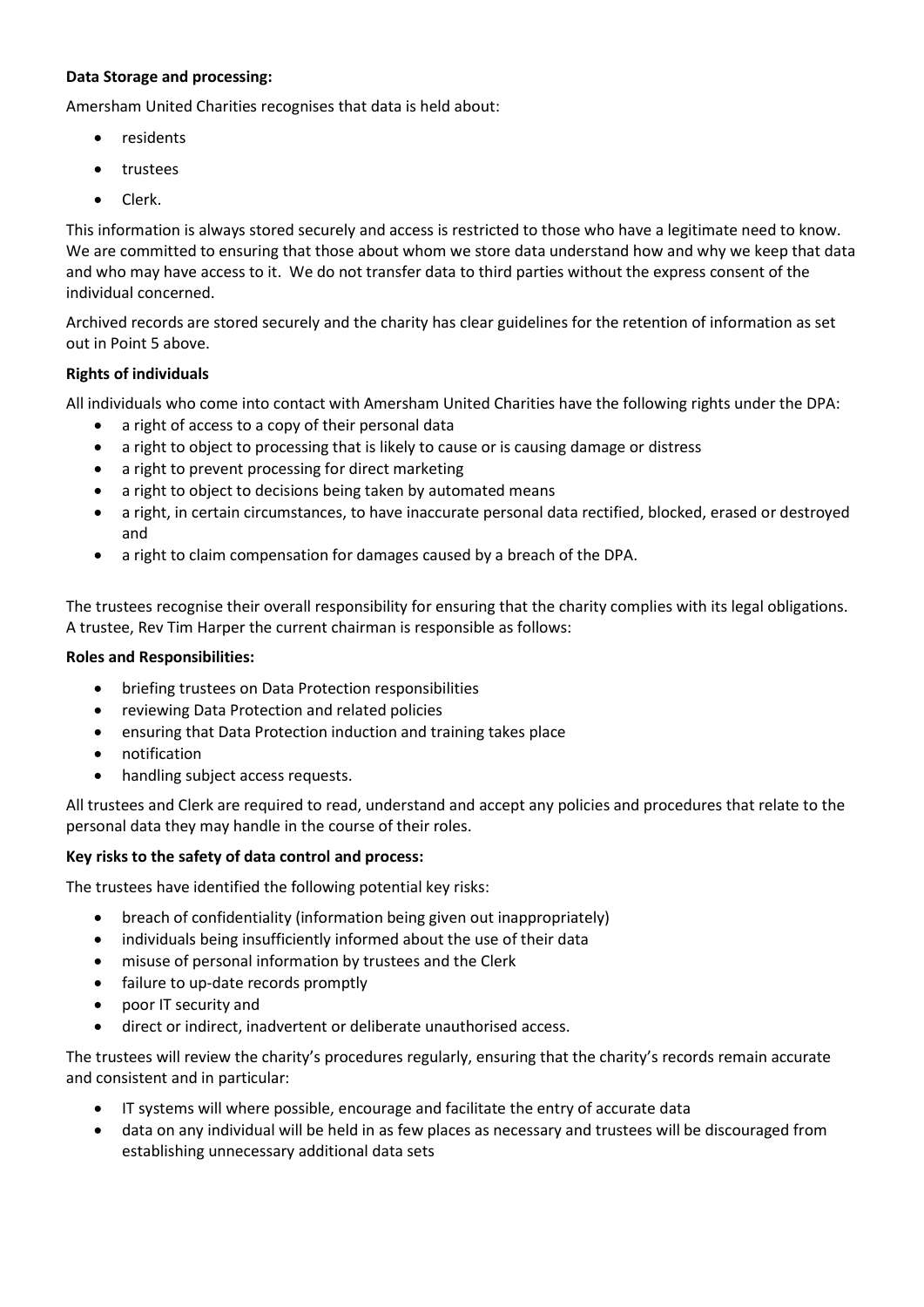**Data Storage and processing:**

Amersham United Charities recognises that data is held about:

- residents
- trustees
- Clerk.

This information is always stored securely and access is restricted to those who have a legitimate need to know. We are committed to ensuring that those about whom we store data understand how and why we keep that data and who may have access to it. We do not transfer data to third parties without the express consent of the individual concerned.

Archived records are stored securely and the charity has clear guidelines for the retention of information as set out in Point 5 above.

**Rights of individuals**

All individuals who come into contact with Amersham United Charities have the following rights under the DPA:

- a right of access to a copy of their personal data
- a right to object to processing that is likely to cause or is causing damage or distress
- a right to prevent processing for direct marketing
- a right to object to decisions being taken by automated means
- a right, in certain circumstances, to have inaccurate personal data rectified, blocked, erased or destroyed and
- a right to claim compensation for damages caused by a breach of the DPA.

The trustees recognise their overall responsibility for ensuring that the charity complies with its legal obligations. A trustee, Rev Tim Harper the current chairman is responsible as follows:

**Roles and Responsibilities:**

- briefing trustees on Data Protection responsibilities
- reviewing Data Protection and related policies
- ensuring that Data Protection induction and training takes place
- notification
- handling subject access requests.

All trustees and Clerk are required to read, understand and accept any policies and procedures that relate to the personal data they may handle in the course of their roles.

**Key risks to the safety of data control and process:**

The trustees have identified the following potential key risks:

- breach of confidentiality (information being given out inappropriately)
- individuals being insufficiently informed about the use of their data
- misuse of personal information by trustees and the Clerk
- failure to up-date records promptly
- poor IT security and
- direct or indirect, inadvertent or deliberate unauthorised access.

The trustees will review the charity's procedures regularly, ensuring that the charity's records remain accurate and consistent and in particular:

- IT systems will where possible, encourage and facilitate the entry of accurate data
- data on any individual will be held in as few places as necessary and trustees will be discouraged from establishing unnecessary additional data sets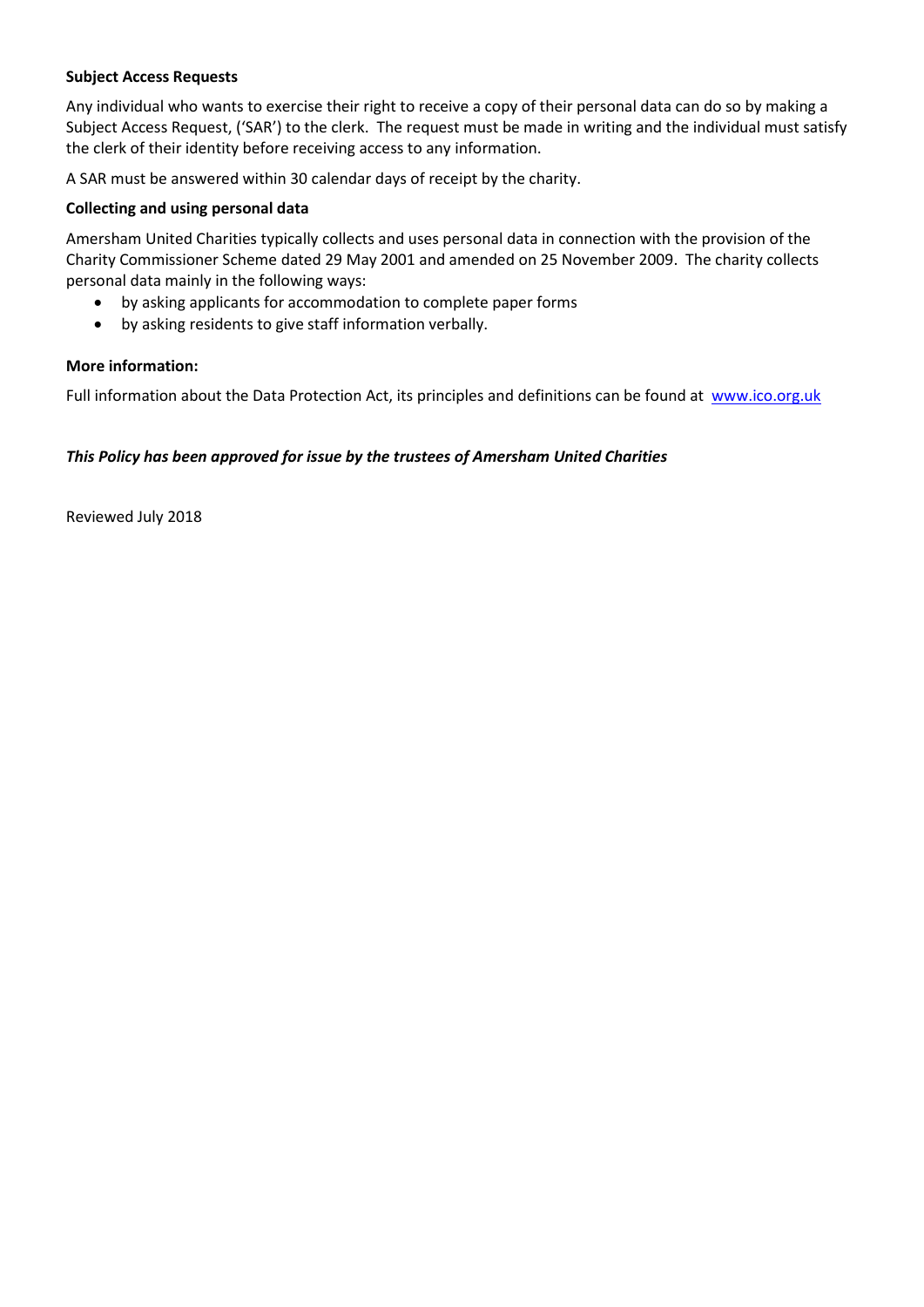**Subject Access Requests**

Any individual who wants to exercise their right to receive a copy of their personal data can do so by making a Subject Access Request, ('SAR') to the clerk. The request must be made in writing and the individual must satisfy the clerk of their identity before receiving access to any information.

A SAR must be answered within 30 calendar days of receipt by the charity.

**Collecting and using personal data**

Amersham United Charities typically collects and uses personal data in connection with the provision of the Charity Commissioner Scheme dated 29 May 2001 and amended on 25 November 2009. The charity collects personal data mainly in the following ways:

- by asking applicants for accommodation to complete paper forms
- by asking residents to give staff information verbally.

**More information:**

Full information about the Data Protection Act, its principles and definitions can be found at [www.ico.org.uk](http://www.ico.org.uk)

***This Policy has been approved for issue by the trustees of Amersham United Charities***

Reviewed July 2018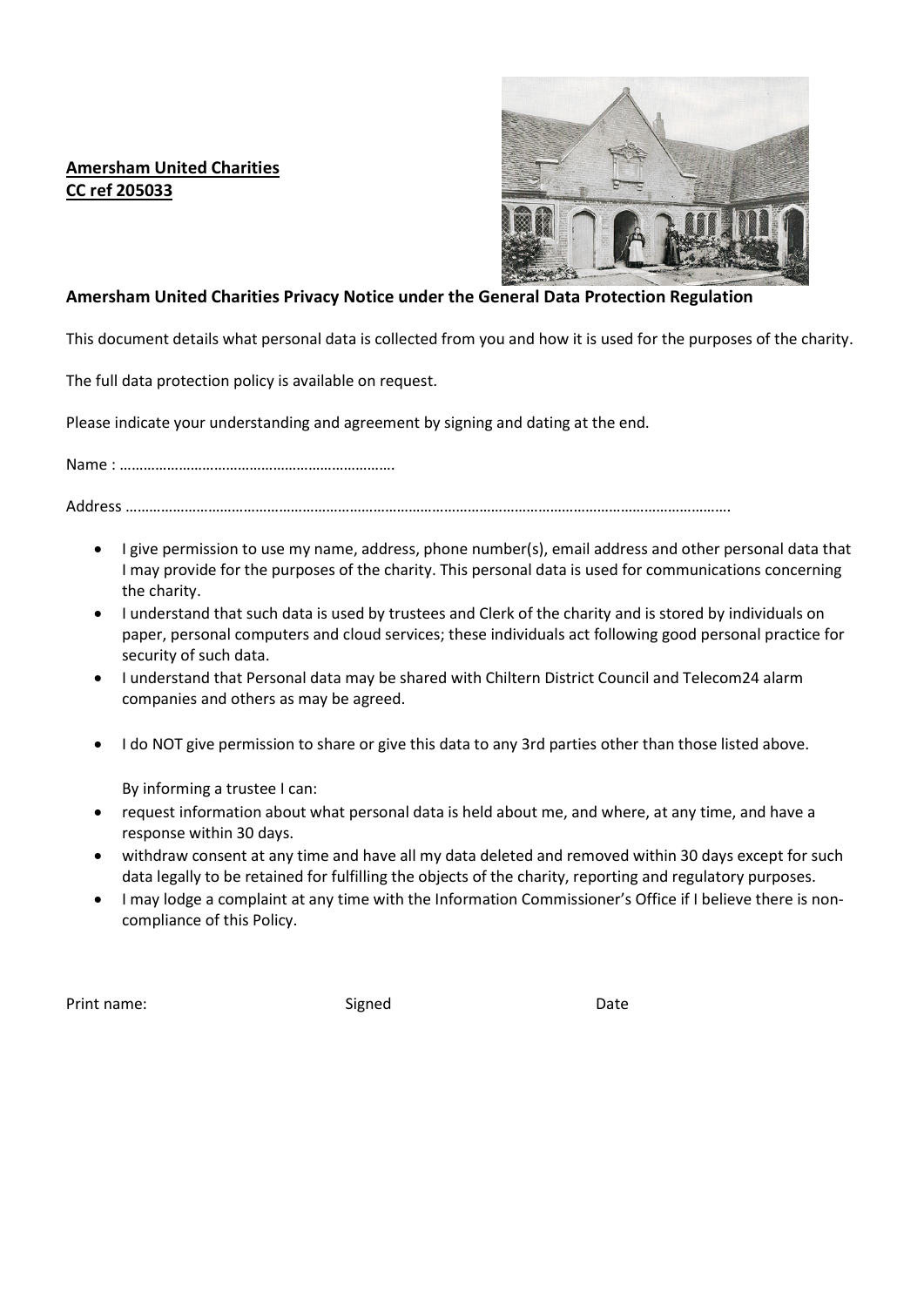**Amersham United Charities**
**CC ref 205033**

### Amersham United Charities Privacy Notice under the General Data Protection Regulation

This document details what personal data is collected from you and how it is used for the purposes of the charity.

The full data protection policy is available on request.

Please indicate your understanding and agreement by signing and dating at the end.

Name : …………………………………………………………….

Address ………………………………………………………………………………………………………………………………………….

- I give permission to use my name, address, phone number(s), email address and other personal data that I may provide for the purposes of the charity. This personal data is used for communications concerning the charity.
- I understand that such data is used by trustees and Clerk of the charity and is stored by individuals on paper, personal computers and cloud services; these individuals act following good personal practice for security of such data.
- I understand that Personal data may be shared with Chiltern District Council and Telecom24 alarm companies and others as may be agreed.
- I do NOT give permission to share or give this data to any 3rd parties other than those listed above.

  By informing a trustee I can:
- request information about what personal data is held about me, and where, at any time, and have a response within 30 days.
- withdraw consent at any time and have all my data deleted and removed within 30 days except for such data legally to be retained for fulfilling the objects of the charity, reporting and regulatory purposes.
- I may lodge a complaint at any time with the Information Commissioner's Office if I believe there is non-compliance of this Policy.

Print name: Signed Date